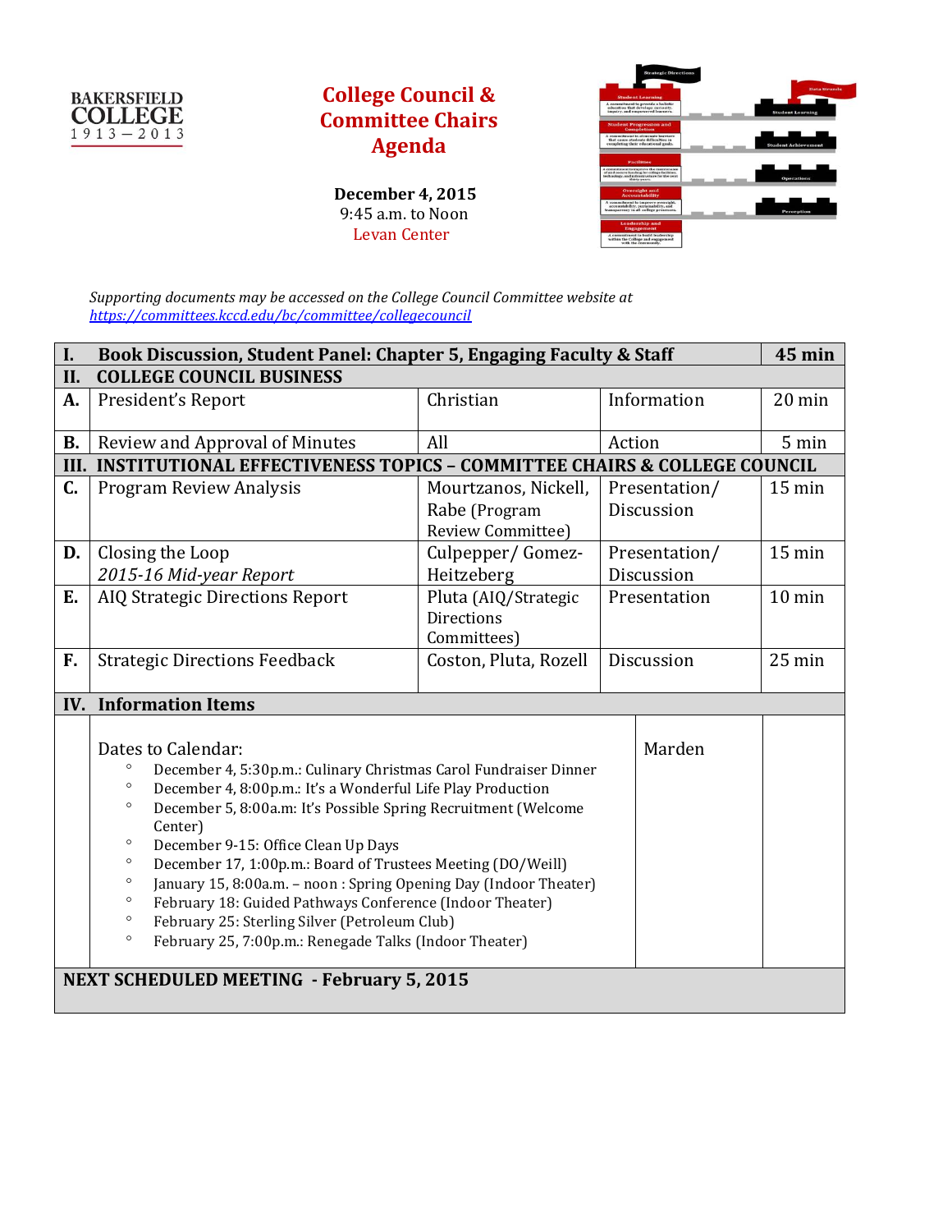BAKERSFIELD COLLEGE
1913 — 2013

# College Council & Committee Chairs Agenda

**December 4, 2015**
9:45 a.m. to Noon
Levan Center

*Supporting documents may be accessed on the College Council Committee website at* *https://committees.kccd.edu/bc/committee/collegecouncil*

| | | | | |
|---|---|---|---|---|
| **I.** | **Book Discussion, Student Panel: Chapter 5, Engaging Faculty & Staff** | | | **45 min** |
| **II.** | **COLLEGE COUNCIL BUSINESS** | | | |
| **A.** | President's Report | Christian | Information | 20 min |
| **B.** | Review and Approval of Minutes | All | Action | 5 min |
| **III.** | **INSTITUTIONAL EFFECTIVENESS TOPICS – COMMITTEE CHAIRS & COLLEGE COUNCIL** | | | |
| **C.** | Program Review Analysis | Mourtzanos, Nickell, Rabe (Program Review Committee) | Presentation/ Discussion | 15 min |
| **D.** | Closing the Loop *2015-16 Mid-year Report* | Culpepper/ Gomez-Heitzeberg | Presentation/ Discussion | 15 min |
| **E.** | AIQ Strategic Directions Report | Pluta (AIQ/Strategic Directions Committees) | Presentation | 10 min |
| **F.** | Strategic Directions Feedback | Coston, Pluta, Rozell | Discussion | 25 min |
| **IV.** | **Information Items** | | | |
| | Dates to Calendar:<br>◦ December 4, 5:30p.m.: Culinary Christmas Carol Fundraiser Dinner<br>◦ December 4, 8:00p.m.: It's a Wonderful Life Play Production<br>◦ December 5, 8:00a.m: It's Possible Spring Recruitment (Welcome Center)<br>◦ December 9-15: Office Clean Up Days<br>◦ December 17, 1:00p.m.: Board of Trustees Meeting (DO/Weill)<br>◦ January 15, 8:00a.m. – noon : Spring Opening Day (Indoor Theater)<br>◦ February 18: Guided Pathways Conference (Indoor Theater)<br>◦ February 25: Sterling Silver (Petroleum Club)<br>◦ February 25, 7:00p.m.: Renegade Talks (Indoor Theater) | Marden | | |
| **NEXT SCHEDULED MEETING - February 5, 2015** | | | | |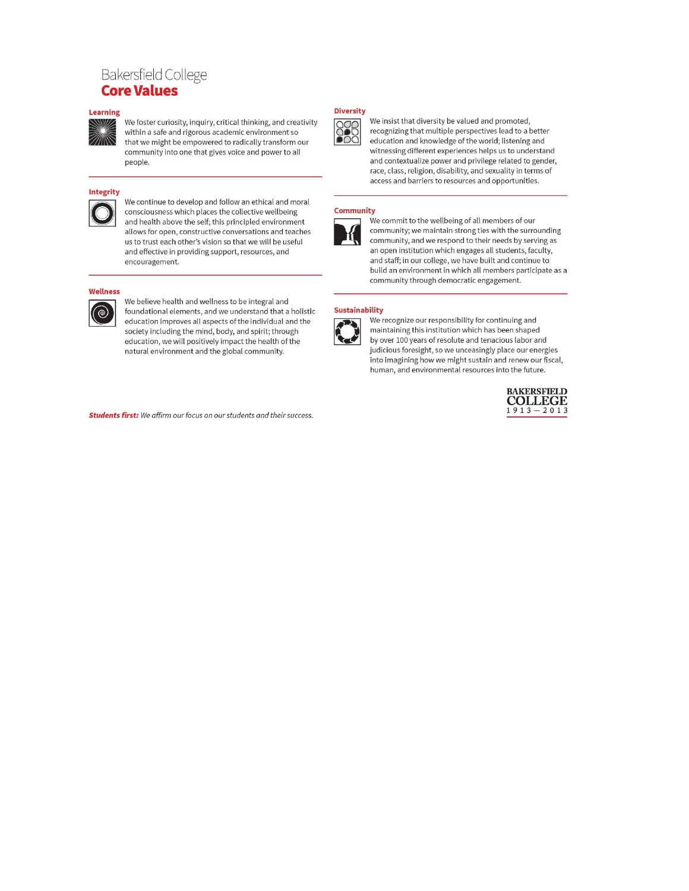# Bakersfield College
## Core Values

### Learning

We foster curiosity, inquiry, critical thinking, and creativity within a safe and rigorous academic environment so that we might be empowered to radically transform our community into one that gives voice and power to all people.

### Integrity

We continue to develop and follow an ethical and moral consciousness which places the collective wellbeing and health above the self; this principled environment allows for open, constructive conversations and teaches us to trust each other's vision so that we will be useful and effective in providing support, resources, and encouragement.

### Wellness

We believe health and wellness to be integral and foundational elements, and we understand that a holistic education improves all aspects of the individual and the society including the mind, body, and spirit; through education, we will positively impact the health of the natural environment and the global community.

### Diversity

We insist that diversity be valued and promoted, recognizing that multiple perspectives lead to a better education and knowledge of the world; listening and witnessing different experiences helps us to understand and contextualize power and privilege related to gender, race, class, religion, disability, and sexuality in terms of access and barriers to resources and opportunities.

### Community

We commit to the wellbeing of all members of our community; we maintain strong ties with the surrounding community, and we respond to their needs by serving as an open institution which engages all students, faculty, and staff; in our college, we have built and continue to build an environment in which all members participate as a community through democratic engagement.

### Sustainability

We recognize our responsibility for continuing and maintaining this institution which has been shaped by over 100 years of resolute and tenacious labor and judicious foresight, so we unceasingly place our energies into imagining how we might sustain and renew our fiscal, human, and environmental resources into the future.

***Students first:*** *We affirm our focus on our students and their success.*

BAKERSFIELD COLLEGE
1913 – 2013